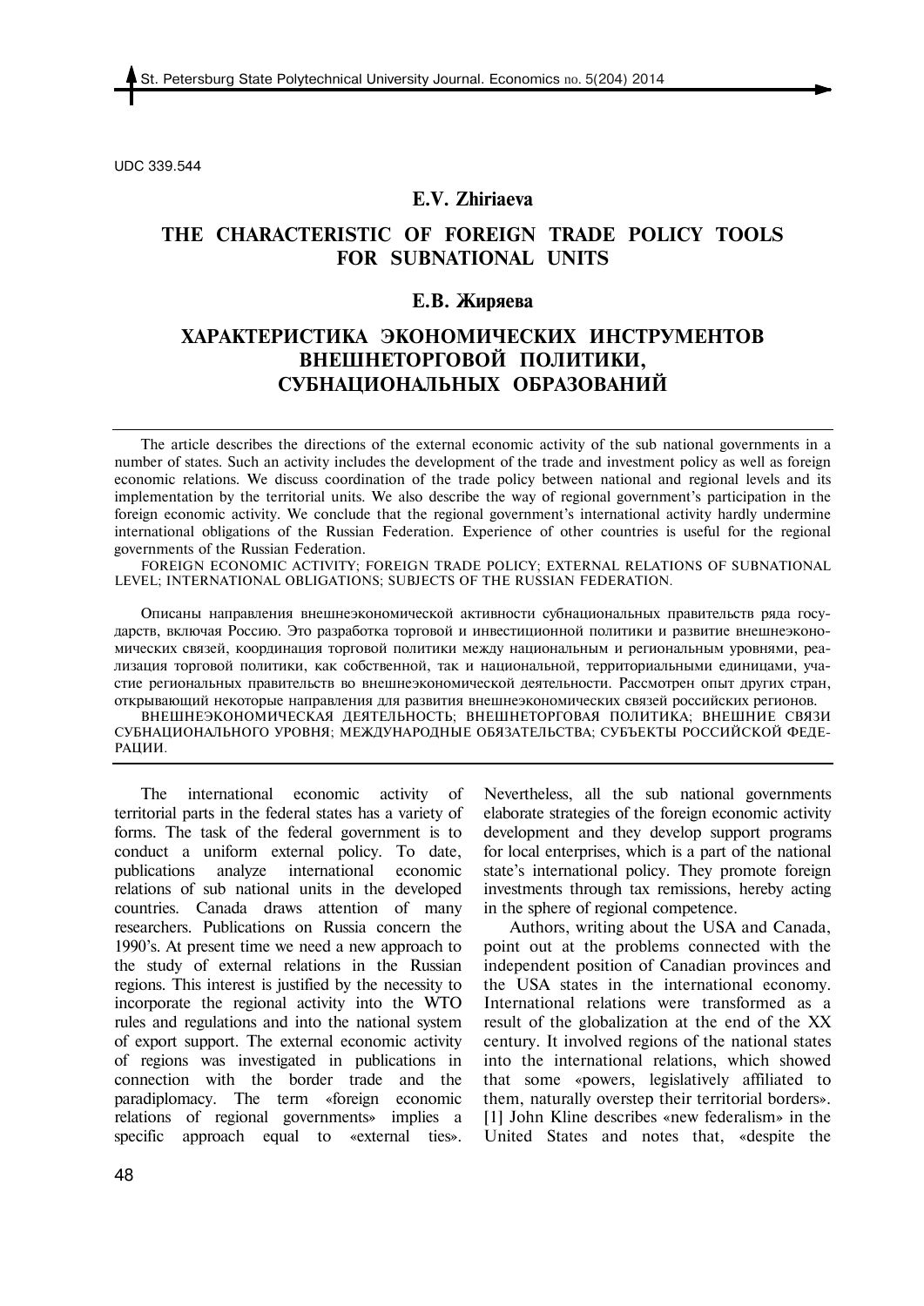UDC 339.544

**E.V. Zhiriaeva**

# THE CHARACTERISTIC OF FOREIGN TRADE POLICY TOOLS FOR SUBNATIONAL UNITS

**Е.В. Жиряева**

# ХАРАКТЕРИСТИКА ЭКОНОМИЧЕСКИХ ИНСТРУМЕНТОВ ВНЕШНЕТОРГОВОЙ ПОЛИТИКИ, СУБНАЦИОНАЛЬНЫХ ОБРАЗОВАНИЙ

The article describes the directions of the external economic activity of the sub national governments in a number of states. Such an activity includes the development of the trade and investment policy as well as foreign economic relations. We discuss coordination of the trade policy between national and regional levels and its implementation by the territorial units. We also describe the way of regional government's participation in the foreign economic activity. We conclude that the regional government's international activity hardly undermine international obligations of the Russian Federation. Experience of other countries is useful for the regional governments of the Russian Federation.

FOREIGN ECONOMIC ACTIVITY; FOREIGN TRADE POLICY; EXTERNAL RELATIONS OF SUBNATIONAL LEVEL; INTERNATIONAL OBLIGATIONS; SUBJECTS OF THE RUSSIAN FEDERATION.

Описаны направления внешнеэкономической активности субнациональных правительств ряда государств, включая Россию. Это разработка торговой и инвестиционной политики и развитие внешнеэкономических связей, координация торговой политики между национальным и региональным уровнями, реализация торговой политики, как собственной, так и национальной, территориальными единицами, участие региональных правительств во внешнеэкономической деятельности. Рассмотрен опыт других стран, открывающий некоторые направления для развития внешнеэкономических связей российских регионов.

ВНЕШНЕЭКОНОМИЧЕСКАЯ ДЕЯТЕЛЬНОСТЬ; ВНЕШНЕТОРГОВАЯ ПОЛИТИКА; ВНЕШНИЕ СВЯЗИ СУБНАЦИОНАЛЬНОГО УРОВНЯ; МЕЖДУНАРОДНЫЕ ОБЯЗАТЕЛЬСТВА; СУБЪЕКТЫ РОССИЙСКОЙ ФЕДЕРАЦИИ.

The international economic activity of territorial parts in the federal states has a variety of forms. The task of the federal government is to conduct a uniform external policy. To date, publications analyze international economic relations of sub national units in the developed countries. Canada draws attention of many researchers. Publications on Russia concern the 1990's. At present time we need a new approach to the study of external relations in the Russian regions. This interest is justified by the necessity to incorporate the regional activity into the WTO rules and regulations and into the national system of export support. The external economic activity of regions was investigated in publications in connection with the border trade and the paradiplomacy. The term «foreign economic relations of regional governments» implies a specific approach equal to «external ties». Nevertheless, all the sub national governments elaborate strategies of the foreign economic activity development and they develop support programs for local enterprises, which is a part of the national state's international policy. They promote foreign investments through tax remissions, hereby acting in the sphere of regional competence.

Authors, writing about the USA and Canada, point out at the problems connected with the independent position of Canadian provinces and the USA states in the international economy. International relations were transformed as a result of the globalization at the end of the XX century. It involved regions of the national states into the international relations, which showed that some «powers, legislatively affiliated to them, naturally overstep their territorial borders». [1] John Kline describes «new federalism» in the United States and notes that, «despite the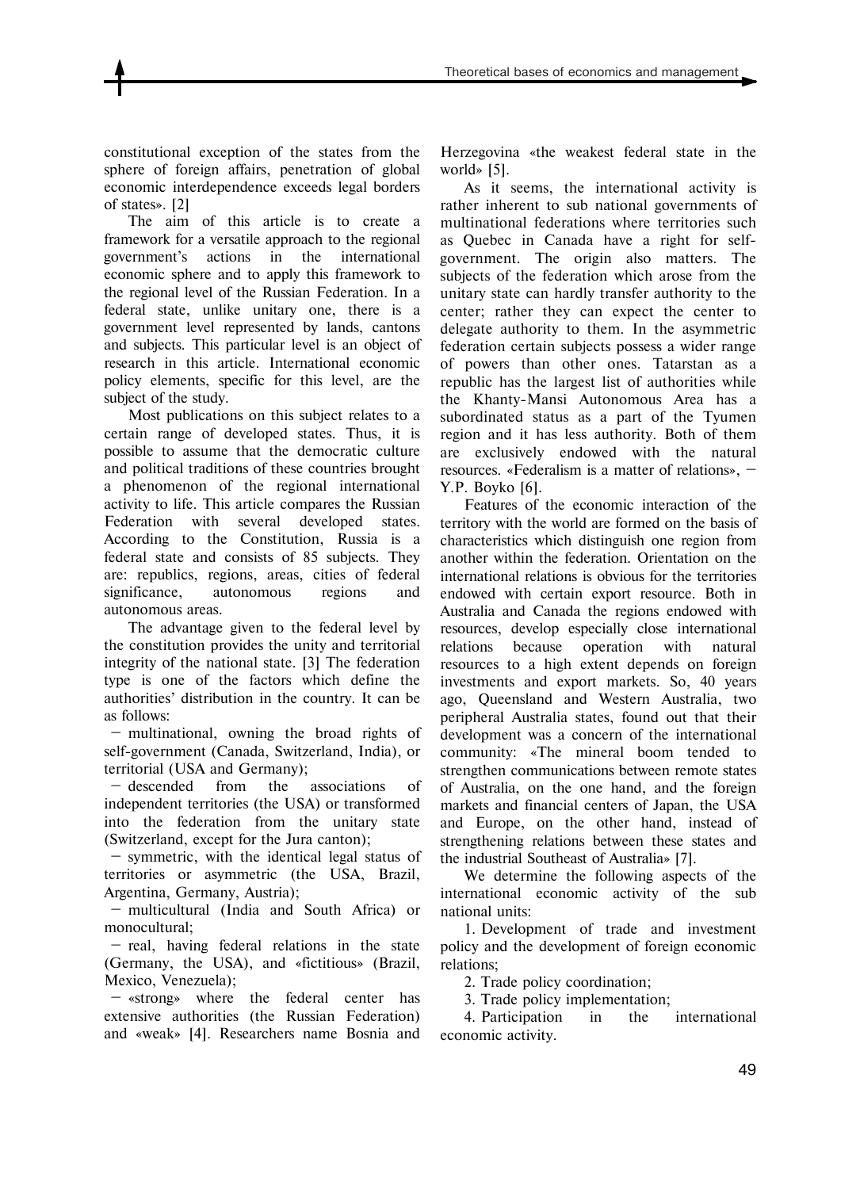constitutional exception of the states from the sphere of foreign affairs, penetration of global economic interdependence exceeds legal borders of states». [2]

The aim of this article is to create a framework for a versatile approach to the regional government's actions in the international economic sphere and to apply this framework to the regional level of the Russian Federation. In a federal state, unlike unitary one, there is a government level represented by lands, cantons and subjects. This particular level is an object of research in this article. International economic policy elements, specific for this level, are the subject of the study.

Most publications on this subject relates to a certain range of developed states. Thus, it is possible to assume that the democratic culture and political traditions of these countries brought a phenomenon of the regional international activity to life. This article compares the Russian Federation with several developed states. According to the Constitution, Russia is a federal state and consists of 85 subjects. They are: republics, regions, areas, cities of federal significance, autonomous regions and autonomous areas.

The advantage given to the federal level by the constitution provides the unity and territorial integrity of the national state. [3] The federation type is one of the factors which define the authorities' distribution in the country. It can be as follows:

- multinational, owning the broad rights of self-government (Canada, Switzerland, India), or territorial (USA and Germany);
- descended from the associations of independent territories (the USA) or transformed into the federation from the unitary state (Switzerland, except for the Jura canton);
- symmetric, with the identical legal status of territories or asymmetric (the USA, Brazil, Argentina, Germany, Austria);
- multicultural (India and South Africa) or monocultural;
- real, having federal relations in the state (Germany, the USA), and «fictitious» (Brazil, Mexico, Venezuela);
- «strong» where the federal center has extensive authorities (the Russian Federation) and «weak» [4]. Researchers name Bosnia and Herzegovina «the weakest federal state in the world» [5].

As it seems, the international activity is rather inherent to sub national governments of multinational federations where territories such as Quebec in Canada have a right for self-government. The origin also matters. The subjects of the federation which arose from the unitary state can hardly transfer authority to the center; rather they can expect the center to delegate authority to them. In the asymmetric federation certain subjects possess a wider range of powers than other ones. Tatarstan as a republic has the largest list of authorities while the Khanty-Mansi Autonomous Area has a subordinated status as a part of the Tyumen region and it has less authority. Both of them are exclusively endowed with the natural resources. «Federalism is a matter of relations», – Y.P. Boyko [6].

Features of the economic interaction of the territory with the world are formed on the basis of characteristics which distinguish one region from another within the federation. Orientation on the international relations is obvious for the territories endowed with certain export resource. Both in Australia and Canada the regions endowed with resources, develop especially close international relations because operation with natural resources to a high extent depends on foreign investments and export markets. So, 40 years ago, Queensland and Western Australia, two peripheral Australia states, found out that their development was a concern of the international community: «The mineral boom tended to strengthen communications between remote states of Australia, on the one hand, and the foreign markets and financial centers of Japan, the USA and Europe, on the other hand, instead of strengthening relations between these states and the industrial Southeast of Australia» [7].

We determine the following aspects of the international economic activity of the sub national units:

1. Development of trade and investment policy and the development of foreign economic relations;
2. Trade policy coordination;
3. Trade policy implementation;
4. Participation in the international economic activity.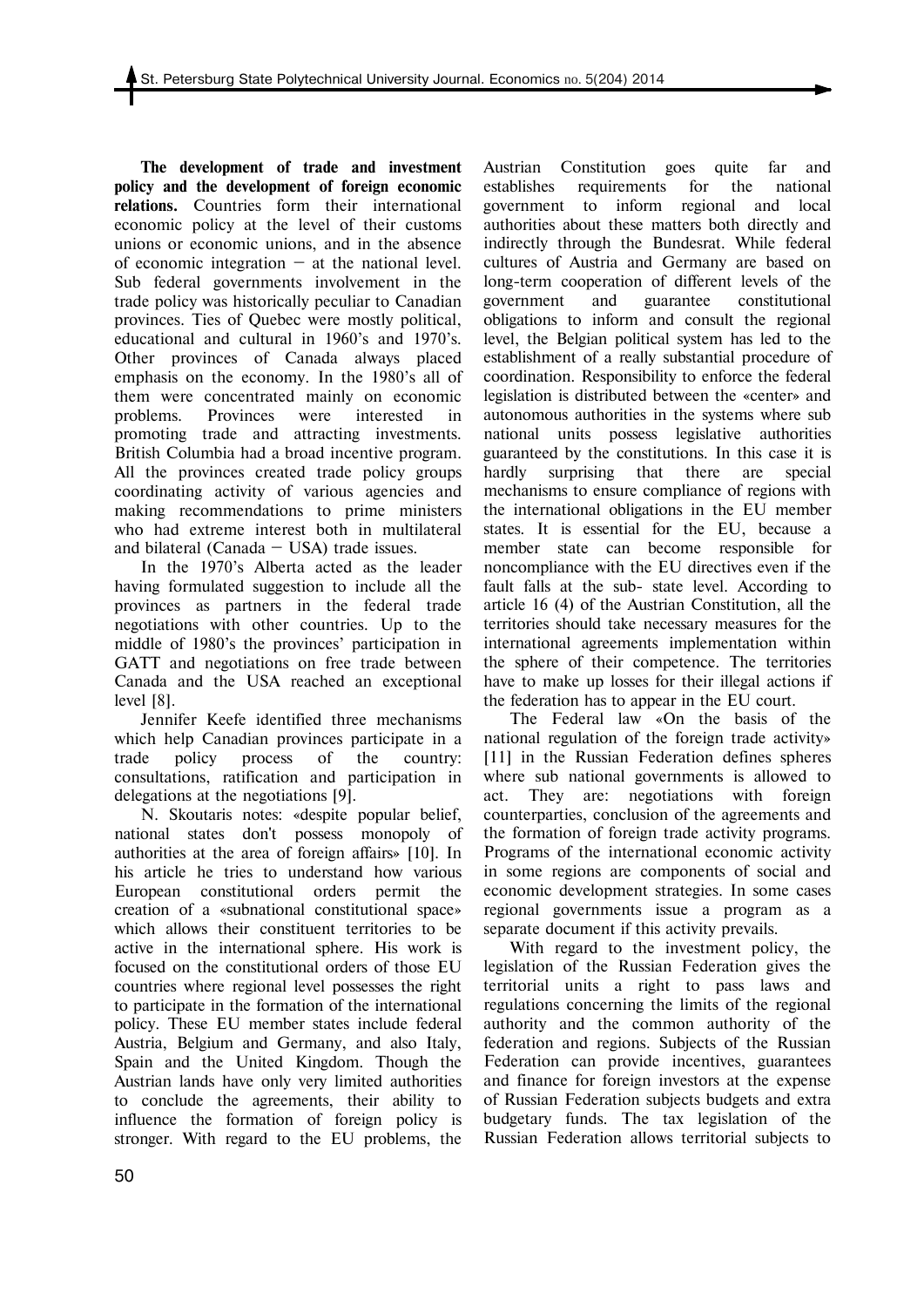**The development of trade and investment policy and the development of foreign economic relations.** Countries form their international economic policy at the level of their customs unions or economic unions, and in the absence of economic integration – at the national level. Sub federal governments involvement in the trade policy was historically peculiar to Canadian provinces. Ties of Quebec were mostly political, educational and cultural in 1960's and 1970's. Other provinces of Canada always placed emphasis on the economy. In the 1980's all of them were concentrated mainly on economic problems. Provinces were interested in promoting trade and attracting investments. British Columbia had a broad incentive program. All the provinces created trade policy groups coordinating activity of various agencies and making recommendations to prime ministers who had extreme interest both in multilateral and bilateral (Canada – USA) trade issues.

In the 1970's Alberta acted as the leader having formulated suggestion to include all the provinces as partners in the federal trade negotiations with other countries. Up to the middle of 1980's the provinces' participation in GATT and negotiations on free trade between Canada and the USA reached an exceptional level [8].

Jennifer Keefe identified three mechanisms which help Canadian provinces participate in a trade policy process of the country: consultations, ratification and participation in delegations at the negotiations [9].

N. Skoutaris notes: «despite popular belief, national states don't possess monopoly of authorities at the area of foreign affairs» [10]. In his article he tries to understand how various European constitutional orders permit the creation of a «subnational constitutional space» which allows their constituent territories to be active in the international sphere. His work is focused on the constitutional orders of those EU countries where regional level possesses the right to participate in the formation of the international policy. These EU member states include federal Austria, Belgium and Germany, and also Italy, Spain and the United Kingdom. Though the Austrian lands have only very limited authorities to conclude the agreements, their ability to influence the formation of foreign policy is stronger. With regard to the EU problems, the Austrian Constitution goes quite far and establishes requirements for the national government to inform regional and local authorities about these matters both directly and indirectly through the Bundesrat. While federal cultures of Austria and Germany are based on long-term cooperation of different levels of the government and guarantee constitutional obligations to inform and consult the regional level, the Belgian political system has led to the establishment of a really substantial procedure of coordination. Responsibility to enforce the federal legislation is distributed between the «center» and autonomous authorities in the systems where sub national units possess legislative authorities guaranteed by the constitutions. In this case it is hardly surprising that there are special mechanisms to ensure compliance of regions with the international obligations in the EU member states. It is essential for the EU, because a member state can become responsible for noncompliance with the EU directives even if the fault falls at the sub- state level. According to article 16 (4) of the Austrian Constitution, all the territories should take necessary measures for the international agreements implementation within the sphere of their competence. The territories have to make up losses for their illegal actions if the federation has to appear in the EU court.

The Federal law «On the basis of the national regulation of the foreign trade activity» [11] in the Russian Federation defines spheres where sub national governments is allowed to act. They are: negotiations with foreign counterparties, conclusion of the agreements and the formation of foreign trade activity programs. Programs of the international economic activity in some regions are components of social and economic development strategies. In some cases regional governments issue a program as a separate document if this activity prevails.

With regard to the investment policy, the legislation of the Russian Federation gives the territorial units a right to pass laws and regulations concerning the limits of the regional authority and the common authority of the federation and regions. Subjects of the Russian Federation can provide incentives, guarantees and finance for foreign investors at the expense of Russian Federation subjects budgets and extra budgetary funds. The tax legislation of the Russian Federation allows territorial subjects to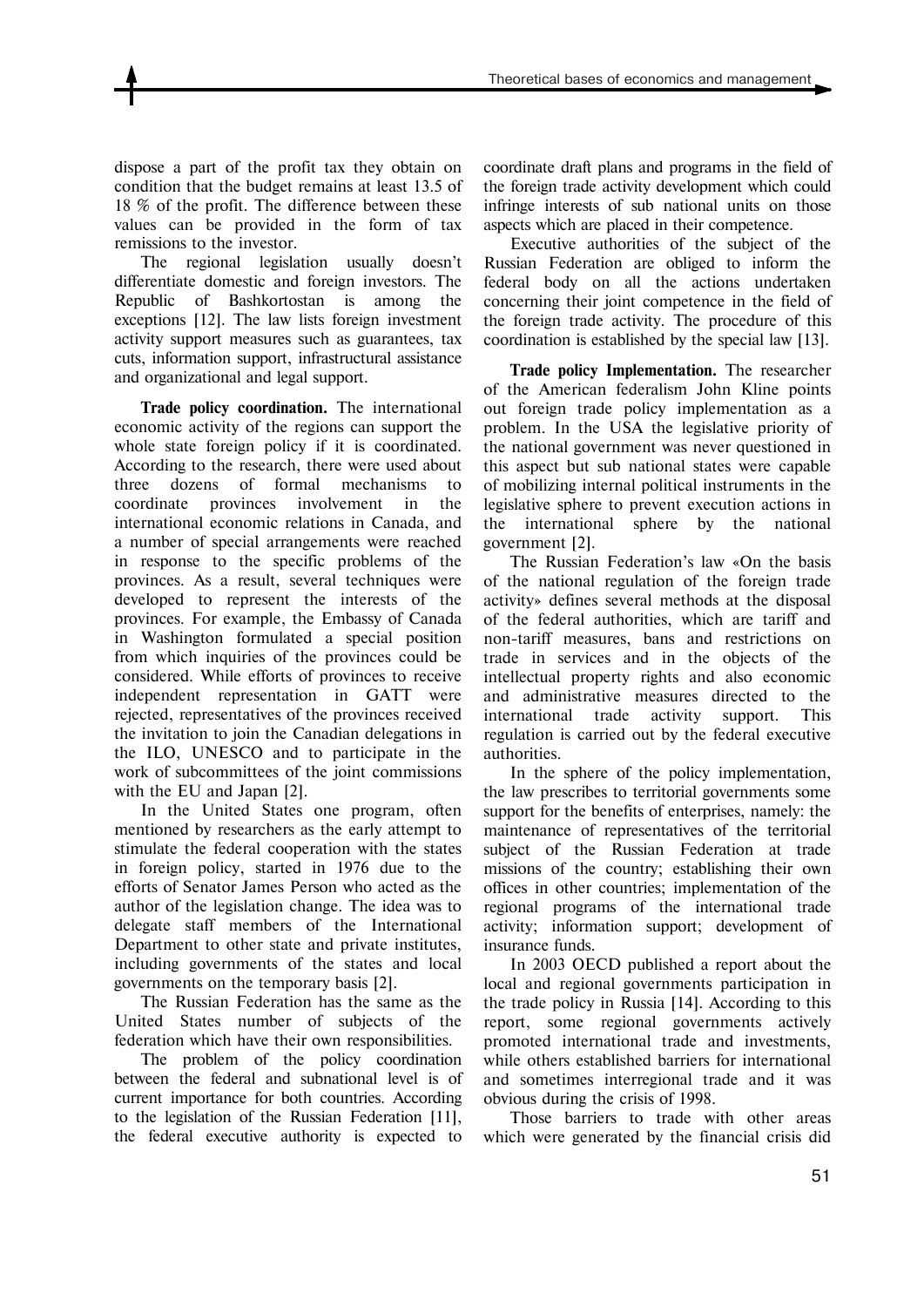dispose a part of the profit tax they obtain on condition that the budget remains at least 13.5 of 18 % of the profit. The difference between these values can be provided in the form of tax remissions to the investor.

The regional legislation usually doesn't differentiate domestic and foreign investors. The Republic of Bashkortostan is among the exceptions [12]. The law lists foreign investment activity support measures such as guarantees, tax cuts, information support, infrastructural assistance and organizational and legal support.

**Trade policy coordination.** The international economic activity of the regions can support the whole state foreign policy if it is coordinated. According to the research, there were used about three dozens of formal mechanisms to coordinate provinces involvement in the international economic relations in Canada, and a number of special arrangements were reached in response to the specific problems of the provinces. As a result, several techniques were developed to represent the interests of the provinces. For example, the Embassy of Canada in Washington formulated a special position from which inquiries of the provinces could be considered. While efforts of provinces to receive independent representation in GATT were rejected, representatives of the provinces received the invitation to join the Canadian delegations in the ILO, UNESCO and to participate in the work of subcommittees of the joint commissions with the EU and Japan [2].

In the United States one program, often mentioned by researchers as the early attempt to stimulate the federal cooperation with the states in foreign policy, started in 1976 due to the efforts of Senator James Person who acted as the author of the legislation change. The idea was to delegate staff members of the International Department to other state and private institutes, including governments of the states and local governments on the temporary basis [2].

The Russian Federation has the same as the United States number of subjects of the federation which have their own responsibilities.

The problem of the policy coordination between the federal and subnational level is of current importance for both countries. According to the legislation of the Russian Federation [11], the federal executive authority is expected to coordinate draft plans and programs in the field of the foreign trade activity development which could infringe interests of sub national units on those aspects which are placed in their competence.

Executive authorities of the subject of the Russian Federation are obliged to inform the federal body on all the actions undertaken concerning their joint competence in the field of the foreign trade activity. The procedure of this coordination is established by the special law [13].

**Trade policy Implementation.** The researcher of the American federalism John Kline points out foreign trade policy implementation as a problem. In the USA the legislative priority of the national government was never questioned in this aspect but sub national states were capable of mobilizing internal political instruments in the legislative sphere to prevent execution actions in the international sphere by the national government [2].

The Russian Federation's law «On the basis of the national regulation of the foreign trade activity» defines several methods at the disposal of the federal authorities, which are tariff and non-tariff measures, bans and restrictions on trade in services and in the objects of the intellectual property rights and also economic and administrative measures directed to the international trade activity support. This regulation is carried out by the federal executive authorities.

In the sphere of the policy implementation, the law prescribes to territorial governments some support for the benefits of enterprises, namely: the maintenance of representatives of the territorial subject of the Russian Federation at trade missions of the country; establishing their own offices in other countries; implementation of the regional programs of the international trade activity; information support; development of insurance funds.

In 2003 OECD published a report about the local and regional governments participation in the trade policy in Russia [14]. According to this report, some regional governments actively promoted international trade and investments, while others established barriers for international and sometimes interregional trade and it was obvious during the crisis of 1998.

Those barriers to trade with other areas which were generated by the financial crisis did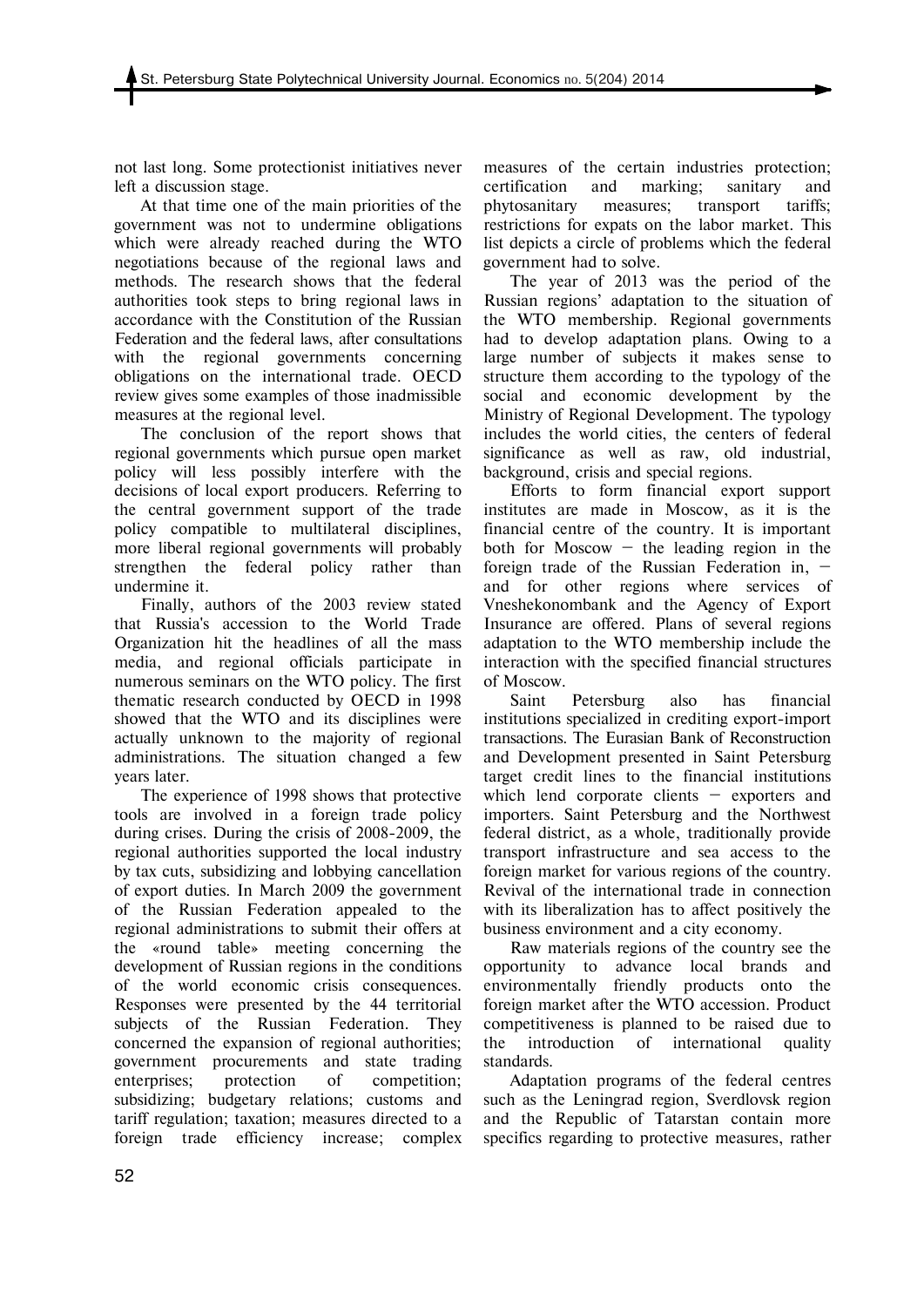not last long. Some protectionist initiatives never left a discussion stage.

At that time one of the main priorities of the government was not to undermine obligations which were already reached during the WTO negotiations because of the regional laws and methods. The research shows that the federal authorities took steps to bring regional laws in accordance with the Constitution of the Russian Federation and the federal laws, after consultations with the regional governments concerning obligations on the international trade. OECD review gives some examples of those inadmissible measures at the regional level.

The conclusion of the report shows that regional governments which pursue open market policy will less possibly interfere with the decisions of local export producers. Referring to the central government support of the trade policy compatible to multilateral disciplines, more liberal regional governments will probably strengthen the federal policy rather than undermine it.

Finally, authors of the 2003 review stated that Russia's accession to the World Trade Organization hit the headlines of all the mass media, and regional officials participate in numerous seminars on the WTO policy. The first thematic research conducted by OECD in 1998 showed that the WTO and its disciplines were actually unknown to the majority of regional administrations. The situation changed a few years later.

The experience of 1998 shows that protective tools are involved in a foreign trade policy during crises. During the crisis of 2008-2009, the regional authorities supported the local industry by tax cuts, subsidizing and lobbying cancellation of export duties. In March 2009 the government of the Russian Federation appealed to the regional administrations to submit their offers at the «round table» meeting concerning the development of Russian regions in the conditions of the world economic crisis consequences. Responses were presented by the 44 territorial subjects of the Russian Federation. They concerned the expansion of regional authorities; government procurements and state trading enterprises; protection of competition; subsidizing; budgetary relations; customs and tariff regulation; taxation; measures directed to a foreign trade efficiency increase; complex measures of the certain industries protection; certification and marking; sanitary and phytosanitary measures; transport tariffs; restrictions for expats on the labor market. This list depicts a circle of problems which the federal government had to solve.

The year of 2013 was the period of the Russian regions' adaptation to the situation of the WTO membership. Regional governments had to develop adaptation plans. Owing to a large number of subjects it makes sense to structure them according to the typology of the social and economic development by the Ministry of Regional Development. The typology includes the world cities, the centers of federal significance as well as raw, old industrial, background, crisis and special regions.

Efforts to form financial export support institutes are made in Moscow, as it is the financial centre of the country. It is important both for Moscow – the leading region in the foreign trade of the Russian Federation in, – and for other regions where services of Vneshekonombank and the Agency of Export Insurance are offered. Plans of several regions adaptation to the WTO membership include the interaction with the specified financial structures of Moscow.

Saint Petersburg also has financial institutions specialized in crediting export-import transactions. The Eurasian Bank of Reconstruction and Development presented in Saint Petersburg target credit lines to the financial institutions which lend corporate clients – exporters and importers. Saint Petersburg and the Northwest federal district, as a whole, traditionally provide transport infrastructure and sea access to the foreign market for various regions of the country. Revival of the international trade in connection with its liberalization has to affect positively the business environment and a city economy.

Raw materials regions of the country see the opportunity to advance local brands and environmentally friendly products onto the foreign market after the WTO accession. Product competitiveness is planned to be raised due to the introduction of international quality standards.

Adaptation programs of the federal centres such as the Leningrad region, Sverdlovsk region and the Republic of Tatarstan contain more specifics regarding to protective measures, rather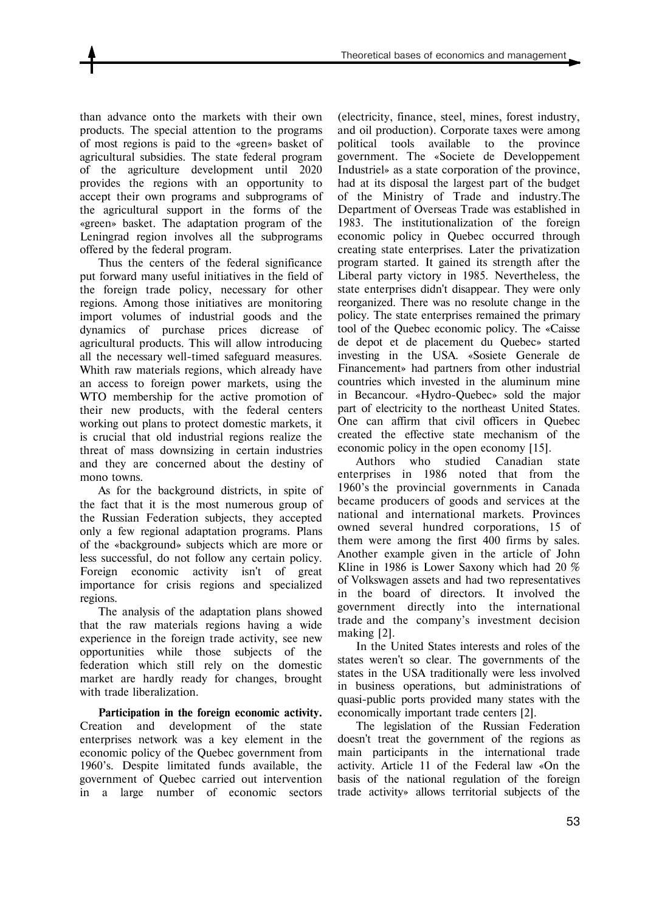than advance onto the markets with their own products. The special attention to the programs of most regions is paid to the «green» basket of agricultural subsidies. The state federal program of the agriculture development until 2020 provides the regions with an opportunity to accept their own programs and subprograms of the agricultural support in the forms of the «green» basket. The adaptation program of the Leningrad region involves all the subprograms offered by the federal program.

Thus the centers of the federal significance put forward many useful initiatives in the field of the foreign trade policy, necessary for other regions. Among those initiatives are monitoring import volumes of industrial goods and the dynamics of purchase prices dicrease of agricultural products. This will allow introducing all the necessary well-timed safeguard measures. Whith raw materials regions, which already have an access to foreign power markets, using the WTO membership for the active promotion of their new products, with the federal centers working out plans to protect domestic markets, it is crucial that old industrial regions realize the threat of mass downsizing in certain industries and they are concerned about the destiny of mono towns.

As for the background districts, in spite of the fact that it is the most numerous group of the Russian Federation subjects, they accepted only a few regional adaptation programs. Plans of the «background» subjects which are more or less successful, do not follow any certain policy. Foreign economic activity isn't of great importance for crisis regions and specialized regions.

The analysis of the adaptation plans showed that the raw materials regions having a wide experience in the foreign trade activity, see new opportunities while those subjects of the federation which still rely on the domestic market are hardly ready for changes, brought with trade liberalization.

**Participation in the foreign economic activity.** Creation and development of the state enterprises network was a key element in the economic policy of the Quebec government from 1960's. Despite limitated funds available, the government of Quebec carried out intervention in a large number of economic sectors (electricity, finance, steel, mines, forest industry, and oil production). Corporate taxes were among political tools available to the province government. The «Societe de Developpement Industriel» as a state corporation of the province, had at its disposal the largest part of the budget of the Ministry of Trade and industry.The Department of Overseas Trade was established in 1983. The institutionalization of the foreign economic policy in Quebec occurred through creating state enterprises. Later the privatization program started. It gained its strength after the Liberal party victory in 1985. Nevertheless, the state enterprises didn't disappear. They were only reorganized. There was no resolute change in the policy. The state enterprises remained the primary tool of the Quebec economic policy. The «Caisse de depot et de placement du Quebec» started investing in the USA. «Sosiete Generale de Financement» had partners from other industrial countries which invested in the aluminum mine in Becancour. «Hydro-Quebec» sold the major part of electricity to the northeast United States. One can affirm that civil officers in Quebec created the effective state mechanism of the economic policy in the open economy [15].

Authors who studied Canadian state enterprises in 1986 noted that from the 1960's the provincial governments in Canada became producers of goods and services at the national and international markets. Provinces owned several hundred corporations, 15 of them were among the first 400 firms by sales. Another example given in the article of John Kline in 1986 is Lower Saxony which had 20 % of Volkswagen assets and had two representatives in the board of directors. It involved the government directly into the international trade and the company's investment decision making [2].

In the United States interests and roles of the states weren't so clear. The governments of the states in the USA traditionally were less involved in business operations, but administrations of quasi-public ports provided many states with the economically important trade centers [2].

The legislation of the Russian Federation doesn't treat the government of the regions as main participants in the international trade activity. Article 11 of the Federal law «On the basis of the national regulation of the foreign trade activity» allows territorial subjects of the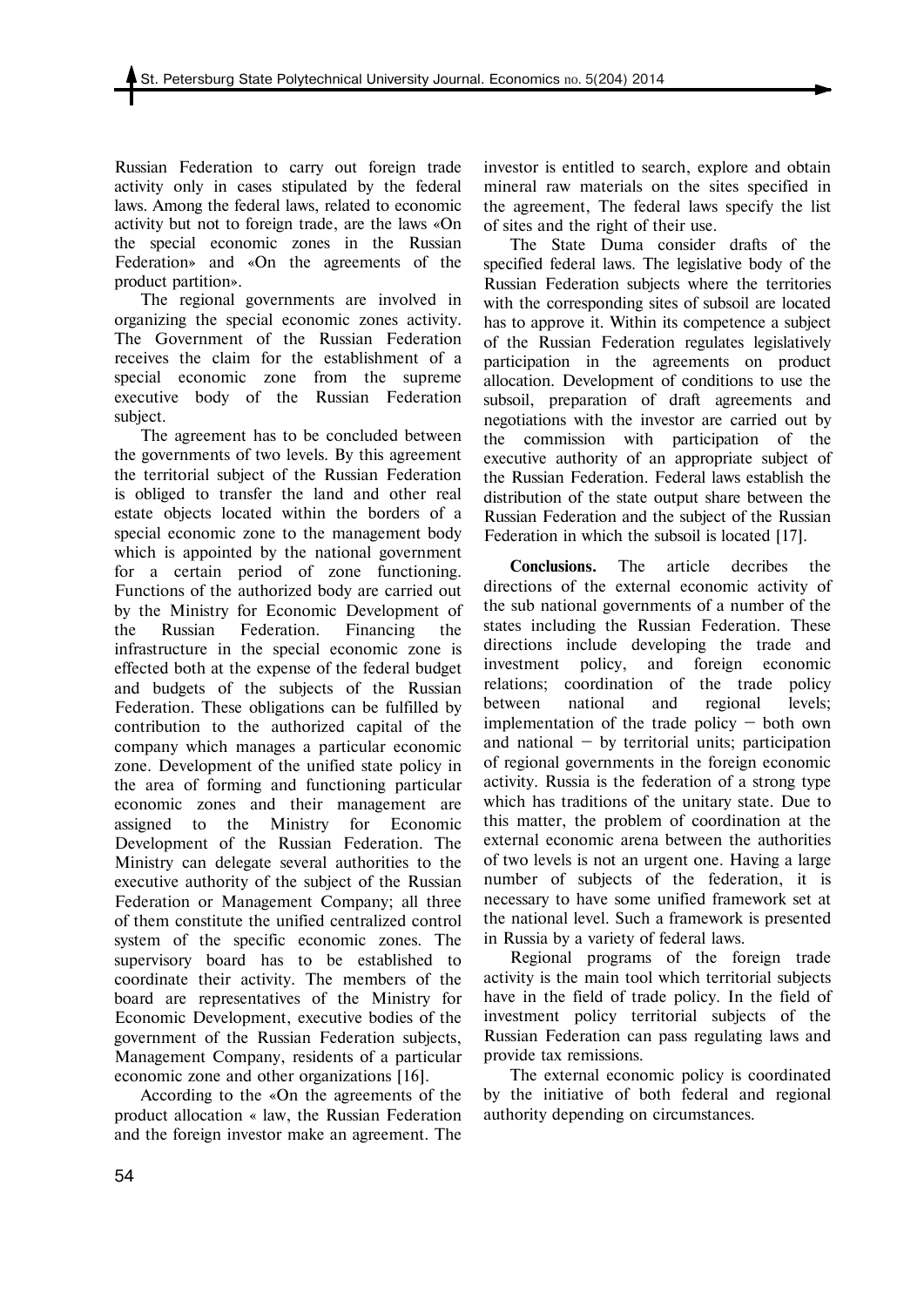Russian Federation to carry out foreign trade activity only in cases stipulated by the federal laws. Among the federal laws, related to economic activity but not to foreign trade, are the laws «On the special economic zones in the Russian Federation» and «On the agreements of the product partition».

The regional governments are involved in organizing the special economic zones activity. The Government of the Russian Federation receives the claim for the establishment of a special economic zone from the supreme executive body of the Russian Federation subject.

The agreement has to be concluded between the governments of two levels. By this agreement the territorial subject of the Russian Federation is obliged to transfer the land and other real estate objects located within the borders of a special economic zone to the management body which is appointed by the national government for a certain period of zone functioning. Functions of the authorized body are carried out by the Ministry for Economic Development of the Russian Federation. Financing the infrastructure in the special economic zone is effected both at the expense of the federal budget and budgets of the subjects of the Russian Federation. These obligations can be fulfilled by contribution to the authorized capital of the company which manages a particular economic zone. Development of the unified state policy in the area of forming and functioning particular economic zones and their management are assigned to the Ministry for Economic Development of the Russian Federation. The Ministry can delegate several authorities to the executive authority of the subject of the Russian Federation or Management Company; all three of them constitute the unified centralized control system of the specific economic zones. The supervisory board has to be established to coordinate their activity. The members of the board are representatives of the Ministry for Economic Development, executive bodies of the government of the Russian Federation subjects, Management Company, residents of a particular economic zone and other organizations [16].

According to the «On the agreements of the product allocation « law, the Russian Federation and the foreign investor make an agreement. The investor is entitled to search, explore and obtain mineral raw materials on the sites specified in the agreement, The federal laws specify the list of sites and the right of their use.

The State Duma consider drafts of the specified federal laws. The legislative body of the Russian Federation subjects where the territories with the corresponding sites of subsoil are located has to approve it. Within its competence a subject of the Russian Federation regulates legislatively participation in the agreements on product allocation. Development of conditions to use the subsoil, preparation of draft agreements and negotiations with the investor are carried out by the commission with participation of the executive authority of an appropriate subject of the Russian Federation. Federal laws establish the distribution of the state output share between the Russian Federation and the subject of the Russian Federation in which the subsoil is located [17].

**Conclusions.** The article decribes the directions of the external economic activity of the sub national governments of a number of the states including the Russian Federation. These directions include developing the trade and investment policy, and foreign economic relations; coordination of the trade policy between national and regional levels; implementation of the trade policy – both own and national – by territorial units; participation of regional governments in the foreign economic activity. Russia is the federation of a strong type which has traditions of the unitary state. Due to this matter, the problem of coordination at the external economic arena between the authorities of two levels is not an urgent one. Having a large number of subjects of the federation, it is necessary to have some unified framework set at the national level. Such a framework is presented in Russia by a variety of federal laws.

Regional programs of the foreign trade activity is the main tool which territorial subjects have in the field of trade policy. In the field of investment policy territorial subjects of the Russian Federation can pass regulating laws and provide tax remissions.

The external economic policy is coordinated by the initiative of both federal and regional authority depending on circumstances.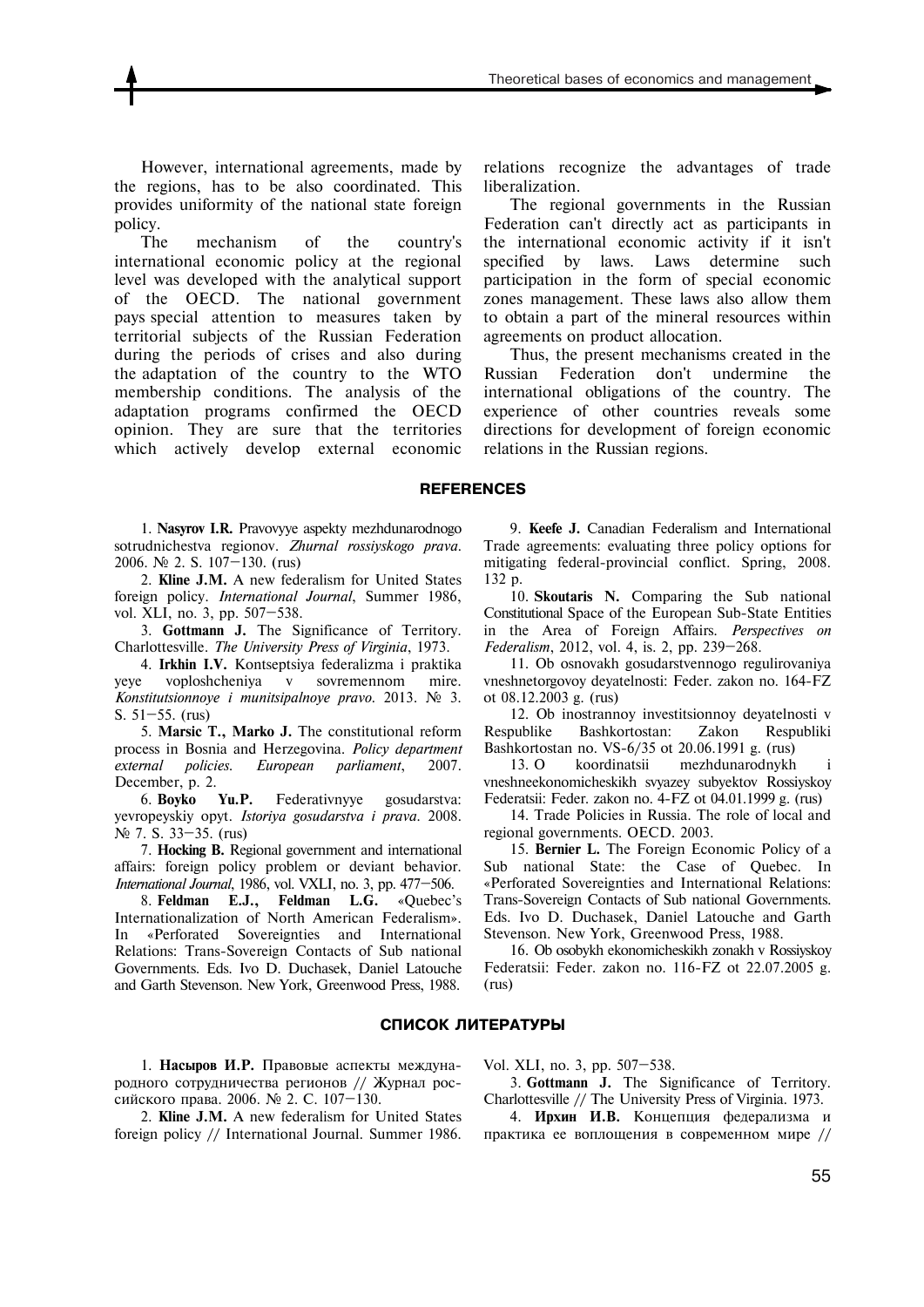However, international agreements, made by the regions, has to be also coordinated. This provides uniformity of the national state foreign policy.

The mechanism of the country's international economic policy at the regional level was developed with the analytical support of the OECD. The national government pays special attention to measures taken by territorial subjects of the Russian Federation during the periods of crises and also during the adaptation of the country to the WTO membership conditions. The analysis of the adaptation programs confirmed the OECD opinion. They are sure that the territories which actively develop external economic relations recognize the advantages of trade liberalization.

The regional governments in the Russian Federation can't directly act as participants in the international economic activity if it isn't specified by laws. Laws determine such participation in the form of special economic zones management. These laws also allow them to obtain a part of the mineral resources within agreements on product allocation.

Thus, the present mechanisms created in the Russian Federation don't undermine the international obligations of the country. The experience of other countries reveals some directions for development of foreign economic relations in the Russian regions.

## REFERENCES

1. **Nasyrov I.R.** Pravovyye aspekty mezhdunarodnogo sotrudnichestva regionov. *Zhurnal rossiyskogo prava*. 2006. № 2. S. 107–130. (rus)

2. **Kline J.M.** A new federalism for United States foreign policy. *International Journal*, Summer 1986, vol. XLI, no. 3, pp. 507–538.

3. **Gottmann J.** The Significance of Territory. Charlottesville. *The University Press of Virginia*, 1973.

4. **Irkhin I.V.** Kontseptsiya federalizma i praktika yeye voploshcheniya v sovremennom mire. *Konstitutsionnoye i munitsipalnoye pravo*. 2013. № 3. S. 51–55. (rus)

5. **Marsic T., Marko J.** The constitutional reform process in Bosnia and Herzegovina. *Policy department external policies. European parliament*, 2007. December, p. 2.

6. **Boyko Yu.P.** Federativnyye gosudarstva: yevropeyskiy opyt. *Istoriya gosudarstva i prava*. 2008. № 7. S. 33–35. (rus)

7. **Hocking B.** Regional government and international affairs: foreign policy problem or deviant behavior. *International Journal*, 1986, vol. VXLI, no. 3, pp. 477–506.

8. **Feldman E.J., Feldman L.G.** «Quebec's Internationalization of North American Federalism». In «Perforated Sovereignties and International Relations: Trans-Sovereign Contacts of Sub national Governments. Eds. Ivo D. Duchasek, Daniel Latouche and Garth Stevenson. New York, Greenwood Press, 1988.

9. **Keefe J.** Canadian Federalism and International Trade agreements: evaluating three policy options for mitigating federal-provincial conflict. Spring, 2008. 132 p.

10. **Skoutaris N.** Comparing the Sub national Constitutional Space of the European Sub-State Entities in the Area of Foreign Affairs. *Perspectives on Federalism*, 2012, vol. 4, is. 2, pp. 239–268.

11. Ob osnovakh gosudarstvennogo regulirovaniya vneshnetorgovoy deyatelnosti: Feder. zakon no. 164-FZ ot 08.12.2003 g. (rus)

12. Ob inostrannoy investitsionnoy deyatelnosti v Respublike Bashkortostan: Zakon Respubliki Bashkortostan no. VS-6/35 ot 20.06.1991 g. (rus)

13. O koordinatsii mezhdunarodnykh i vneshneekonomicheskikh svyazey subyektov Rossiyskoy Federatsii: Feder. zakon no. 4-FZ ot 04.01.1999 g. (rus)

14. Trade Policies in Russia. The role of local and regional governments. OECD. 2003.

15. **Bernier L.** The Foreign Economic Policy of a Sub national State: the Case of Quebec. In «Perforated Sovereignties and International Relations: Trans-Sovereign Contacts of Sub national Governments. Eds. Ivo D. Duchasek, Daniel Latouche and Garth Stevenson. New York, Greenwood Press, 1988.

16. Ob osobykh ekonomicheskikh zonakh v Rossiyskoy Federatsii: Feder. zakon no. 116-FZ ot 22.07.2005 g. (rus)

## СПИСОК ЛИТЕРАТУРЫ

1. **Насыров И.Р.** Правовые аспекты международного сотрудничества регионов // Журнал российского права. 2006. № 2. С. 107–130.

2. **Kline J.M.** A new federalism for United States foreign policy // International Journal. Summer 1986. Vol. XLI, no. 3, pp. 507–538.

3. **Gottmann J.** The Significance of Territory. Charlottesville // The University Press of Virginia. 1973.

4. **Ирхин И.В.** Концепция федерализма и практика ее воплощения в современном мире //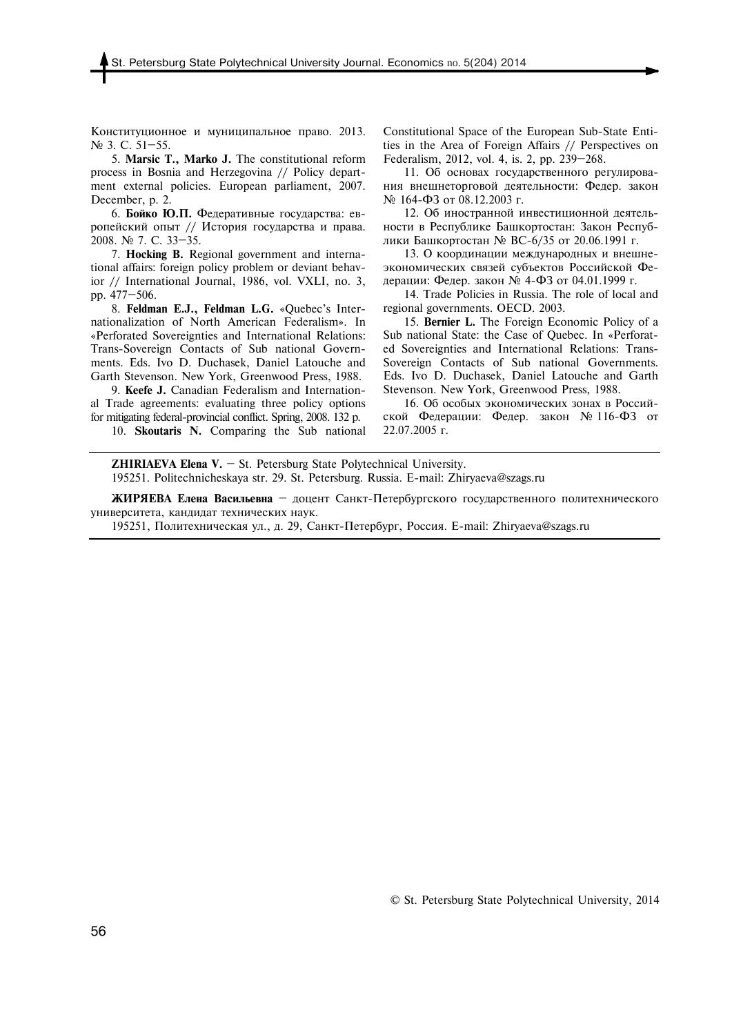Конституционное и муниципальное право. 2013. № 3. С. 51–55.

5. **Marsic T., Marko J.** The constitutional reform process in Bosnia and Herzegovina // Policy department external policies. European parliament, 2007. December, p. 2.

6. **Бойко Ю.П.** Федеративные государства: европейский опыт // История государства и права. 2008. № 7. С. 33–35.

7. **Hocking B.** Regional government and international affairs: foreign policy problem or deviant behavior // International Journal, 1986, vol. VXLI, no. 3, pp. 477–506.

8. **Feldman E.J., Feldman L.G.** «Quebec's Internationalization of North American Federalism». In «Perforated Sovereignties and International Relations: Trans-Sovereign Contacts of Sub national Governments. Eds. Ivo D. Duchasek, Daniel Latouche and Garth Stevenson. New York, Greenwood Press, 1988.

9. **Keefe J.** Canadian Federalism and International Trade agreements: evaluating three policy options for mitigating federal-provincial conflict. Spring, 2008. 132 p.

10. **Skoutaris N.** Comparing the Sub national Constitutional Space of the European Sub-State Entities in the Area of Foreign Affairs // Perspectives on Federalism, 2012, vol. 4, is. 2, pp. 239–268.

11. Об основах государственного регулирования внешнеторговой деятельности: Федер. закон № 164-ФЗ от 08.12.2003 г.

12. Об иностранной инвестиционной деятельности в Республике Башкортостан: Закон Республики Башкортостан № ВС-6/35 от 20.06.1991 г.

13. О координации международных и внешнеэкономических связей субъектов Российской Федерации: Федер. закон № 4-ФЗ от 04.01.1999 г.

14. Trade Policies in Russia. The role of local and regional governments. OECD. 2003.

15. **Bernier L.** The Foreign Economic Policy of a Sub national State: the Case of Quebec. In «Perforated Sovereignties and International Relations: Trans-Sovereign Contacts of Sub national Governments. Eds. Ivo D. Duchasek, Daniel Latouche and Garth Stevenson. New York, Greenwood Press, 1988.

16. Об особых экономических зонах в Российской Федерации: Федер. закон № 116-ФЗ от 22.07.2005 г.

---

**ZHIRIAEVA Elena V.** – St. Petersburg State Polytechnical University.
195251. Politechnicheskaya str. 29. St. Petersburg. Russia. E-mail: Zhiryaeva@szags.ru

**ЖИРЯЕВА Елена Васильевна** – доцент Санкт-Петербургского государственного политехнического университета, кандидат технических наук.
195251, Политехническая ул., д. 29, Санкт-Петербург, Россия. E-mail: Zhiryaeva@szags.ru

---

© St. Petersburg State Polytechnical University, 2014